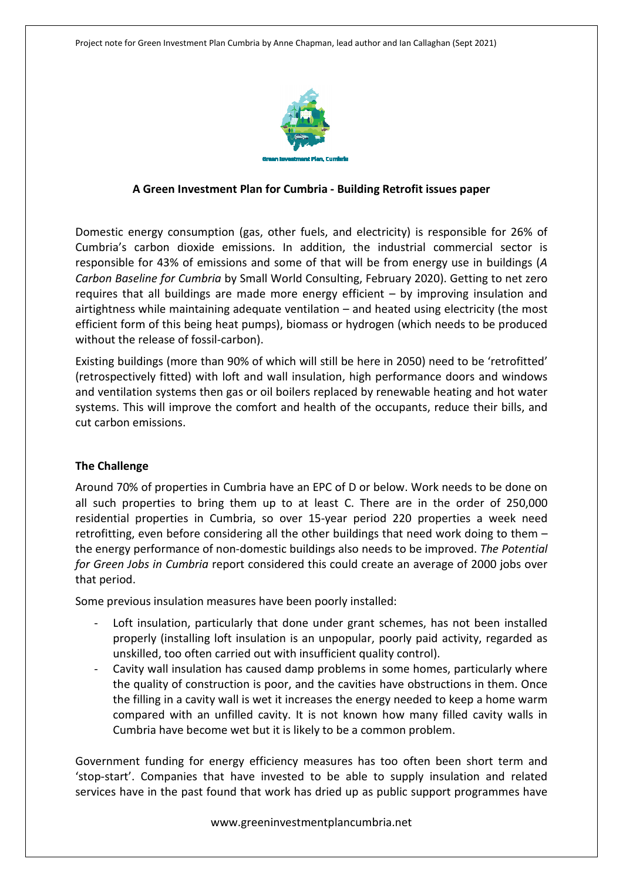Project note for Green Investment Plan Cumbria by Anne Chapman, lead author and Ian Callaghan (Sept 2021)

## A Green Investment Plan for Cumbria - Building Retrofit issues paper

Domestic energy consumption (gas, other fuels, and electricity) is responsible for 26% of Cumbria's carbon dioxide emissions. In addition, the industrial commercial sector is responsible for 43% of emissions and some of that will be from energy use in buildings (*A Carbon Baseline for Cumbria* by Small World Consulting, February 2020). Getting to net zero requires that all buildings are made more energy efficient – by improving insulation and airtightness while maintaining adequate ventilation – and heated using electricity (the most efficient form of this being heat pumps), biomass or hydrogen (which needs to be produced without the release of fossil-carbon).

Existing buildings (more than 90% of which will still be here in 2050) need to be 'retrofitted' (retrospectively fitted) with loft and wall insulation, high performance doors and windows and ventilation systems then gas or oil boilers replaced by renewable heating and hot water systems. This will improve the comfort and health of the occupants, reduce their bills, and cut carbon emissions.

### The Challenge

Around 70% of properties in Cumbria have an EPC of D or below. Work needs to be done on all such properties to bring them up to at least C. There are in the order of 250,000 residential properties in Cumbria, so over 15-year period 220 properties a week need retrofitting, even before considering all the other buildings that need work doing to them – the energy performance of non-domestic buildings also needs to be improved. *The Potential for Green Jobs in Cumbria* report considered this could create an average of 2000 jobs over that period.

Some previous insulation measures have been poorly installed:

- Loft insulation, particularly that done under grant schemes, has not been installed properly (installing loft insulation is an unpopular, poorly paid activity, regarded as unskilled, too often carried out with insufficient quality control).
- Cavity wall insulation has caused damp problems in some homes, particularly where the quality of construction is poor, and the cavities have obstructions in them. Once the filling in a cavity wall is wet it increases the energy needed to keep a home warm compared with an unfilled cavity. It is not known how many filled cavity walls in Cumbria have become wet but it is likely to be a common problem.

Government funding for energy efficiency measures has too often been short term and 'stop-start'. Companies that have invested to be able to supply insulation and related services have in the past found that work has dried up as public support programmes have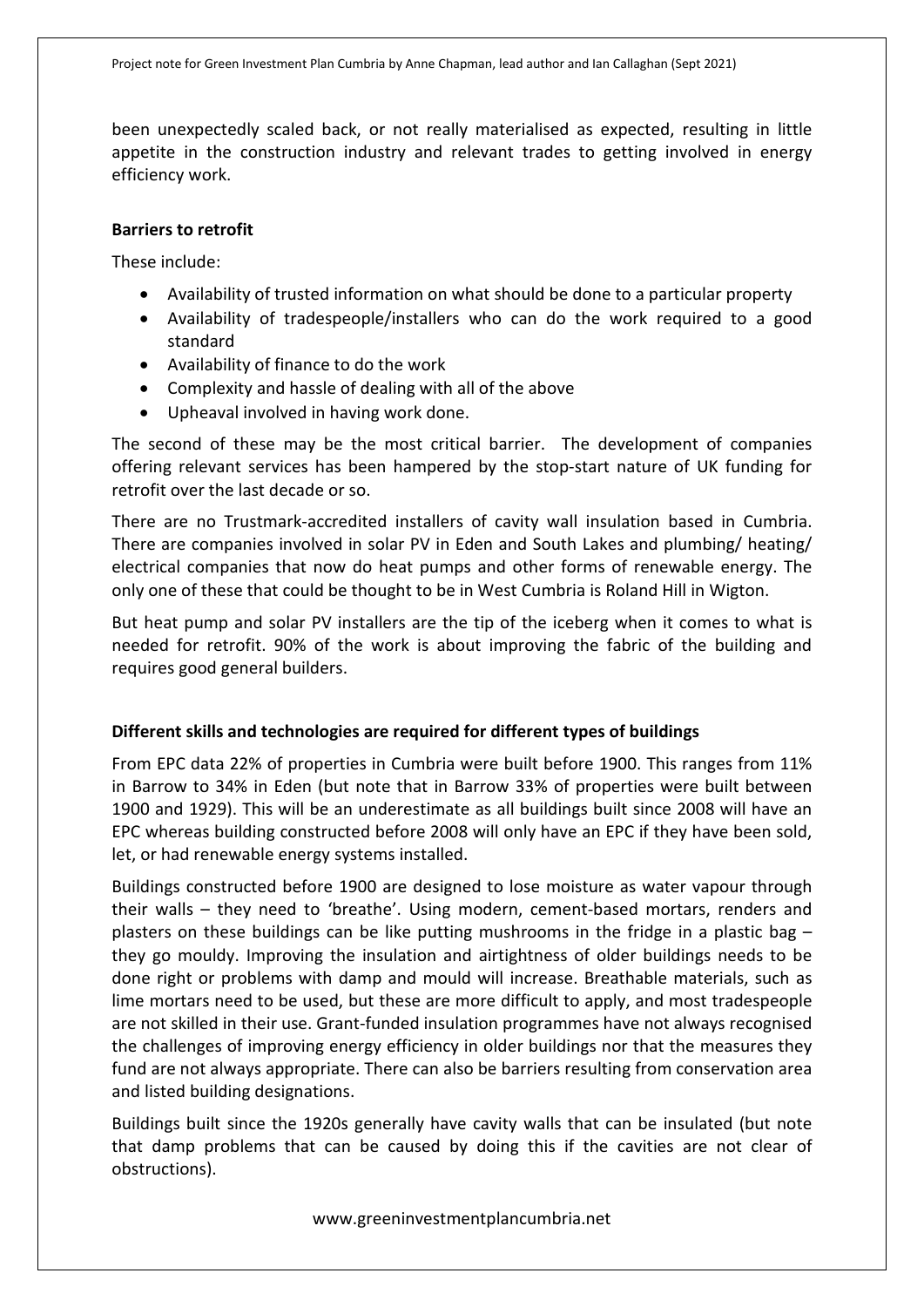been unexpectedly scaled back, or not really materialised as expected, resulting in little appetite in the construction industry and relevant trades to getting involved in energy efficiency work.

**Barriers to retrofit**

These include:

- Availability of trusted information on what should be done to a particular property
- Availability of tradespeople/installers who can do the work required to a good standard
- Availability of finance to do the work
- Complexity and hassle of dealing with all of the above
- Upheaval involved in having work done.

The second of these may be the most critical barrier. The development of companies offering relevant services has been hampered by the stop-start nature of UK funding for retrofit over the last decade or so.

There are no Trustmark-accredited installers of cavity wall insulation based in Cumbria. There are companies involved in solar PV in Eden and South Lakes and plumbing/ heating/ electrical companies that now do heat pumps and other forms of renewable energy. The only one of these that could be thought to be in West Cumbria is Roland Hill in Wigton.

But heat pump and solar PV installers are the tip of the iceberg when it comes to what is needed for retrofit. 90% of the work is about improving the fabric of the building and requires good general builders.

**Different skills and technologies are required for different types of buildings**

From EPC data 22% of properties in Cumbria were built before 1900. This ranges from 11% in Barrow to 34% in Eden (but note that in Barrow 33% of properties were built between 1900 and 1929). This will be an underestimate as all buildings built since 2008 will have an EPC whereas building constructed before 2008 will only have an EPC if they have been sold, let, or had renewable energy systems installed.

Buildings constructed before 1900 are designed to lose moisture as water vapour through their walls – they need to 'breathe'. Using modern, cement-based mortars, renders and plasters on these buildings can be like putting mushrooms in the fridge in a plastic bag – they go mouldy. Improving the insulation and airtightness of older buildings needs to be done right or problems with damp and mould will increase. Breathable materials, such as lime mortars need to be used, but these are more difficult to apply, and most tradespeople are not skilled in their use. Grant-funded insulation programmes have not always recognised the challenges of improving energy efficiency in older buildings nor that the measures they fund are not always appropriate. There can also be barriers resulting from conservation area and listed building designations.

Buildings built since the 1920s generally have cavity walls that can be insulated (but note that damp problems that can be caused by doing this if the cavities are not clear of obstructions).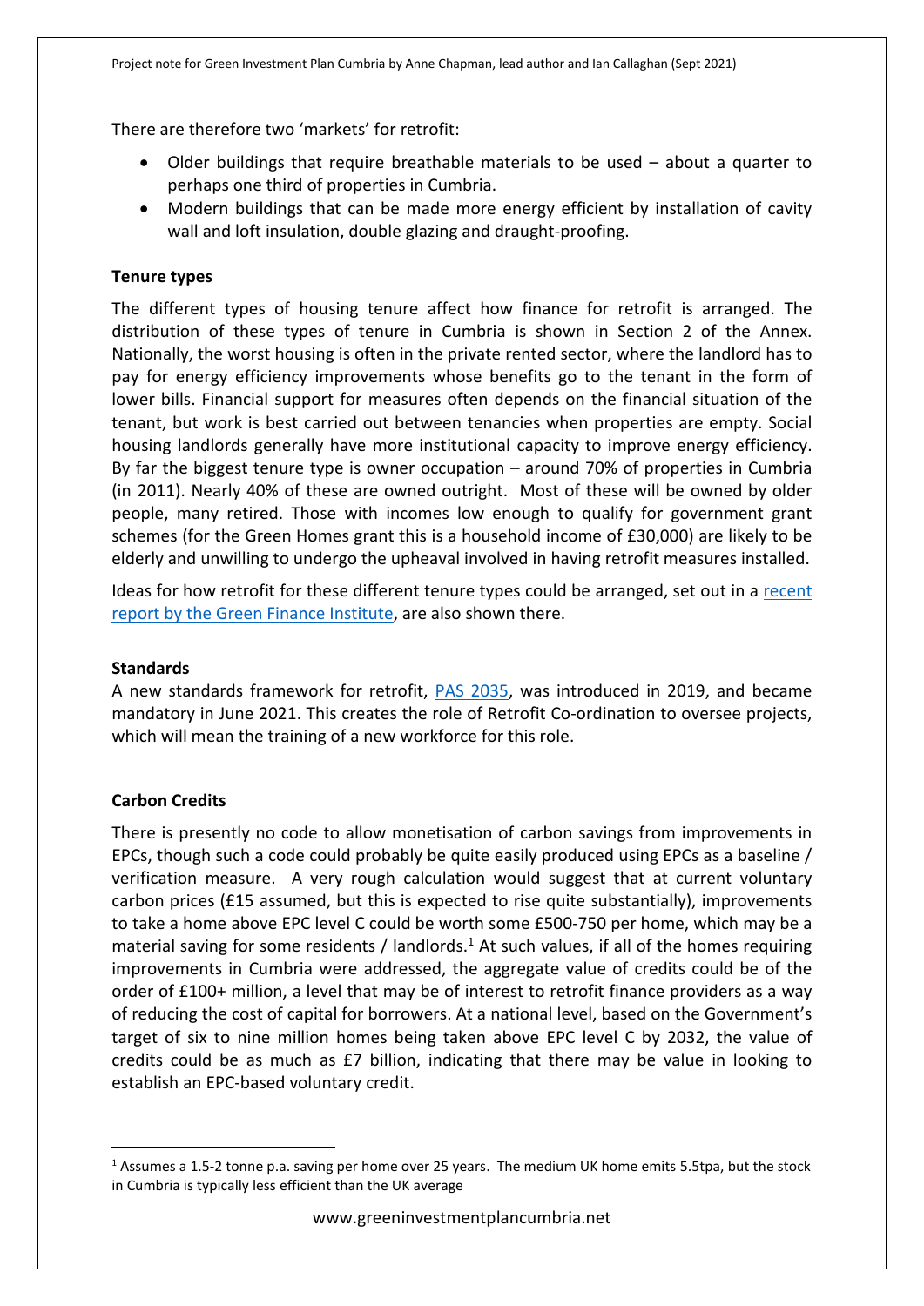There are therefore two 'markets' for retrofit:

- Older buildings that require breathable materials to be used – about a quarter to perhaps one third of properties in Cumbria.
- Modern buildings that can be made more energy efficient by installation of cavity wall and loft insulation, double glazing and draught-proofing.

**Tenure types**

The different types of housing tenure affect how finance for retrofit is arranged. The distribution of these types of tenure in Cumbria is shown in Section 2 of the Annex. Nationally, the worst housing is often in the private rented sector, where the landlord has to pay for energy efficiency improvements whose benefits go to the tenant in the form of lower bills. Financial support for measures often depends on the financial situation of the tenant, but work is best carried out between tenancies when properties are empty. Social housing landlords generally have more institutional capacity to improve energy efficiency. By far the biggest tenure type is owner occupation – around 70% of properties in Cumbria (in 2011). Nearly 40% of these are owned outright. Most of these will be owned by older people, many retired. Those with incomes low enough to qualify for government grant schemes (for the Green Homes grant this is a household income of £30,000) are likely to be elderly and unwilling to undergo the upheaval involved in having retrofit measures installed.

Ideas for how retrofit for these different tenure types could be arranged, set out in a [recent report by the Green Finance Institute](), are also shown there.

**Standards**

A new standards framework for retrofit, [PAS 2035](), was introduced in 2019, and became mandatory in June 2021. This creates the role of Retrofit Co-ordination to oversee projects, which will mean the training of a new workforce for this role.

**Carbon Credits**

There is presently no code to allow monetisation of carbon savings from improvements in EPCs, though such a code could probably be quite easily produced using EPCs as a baseline / verification measure. A very rough calculation would suggest that at current voluntary carbon prices (£15 assumed, but this is expected to rise quite substantially), improvements to take a home above EPC level C could be worth some £500-750 per home, which may be a material saving for some residents / landlords.[1] At such values, if all of the homes requiring improvements in Cumbria were addressed, the aggregate value of credits could be of the order of £100+ million, a level that may be of interest to retrofit finance providers as a way of reducing the cost of capital for borrowers. At a national level, based on the Government's target of six to nine million homes being taken above EPC level C by 2032, the value of credits could be as much as £7 billion, indicating that there may be value in looking to establish an EPC-based voluntary credit.

---

[1] Assumes a 1.5-2 tonne p.a. saving per home over 25 years. The medium UK home emits 5.5tpa, but the stock in Cumbria is typically less efficient than the UK average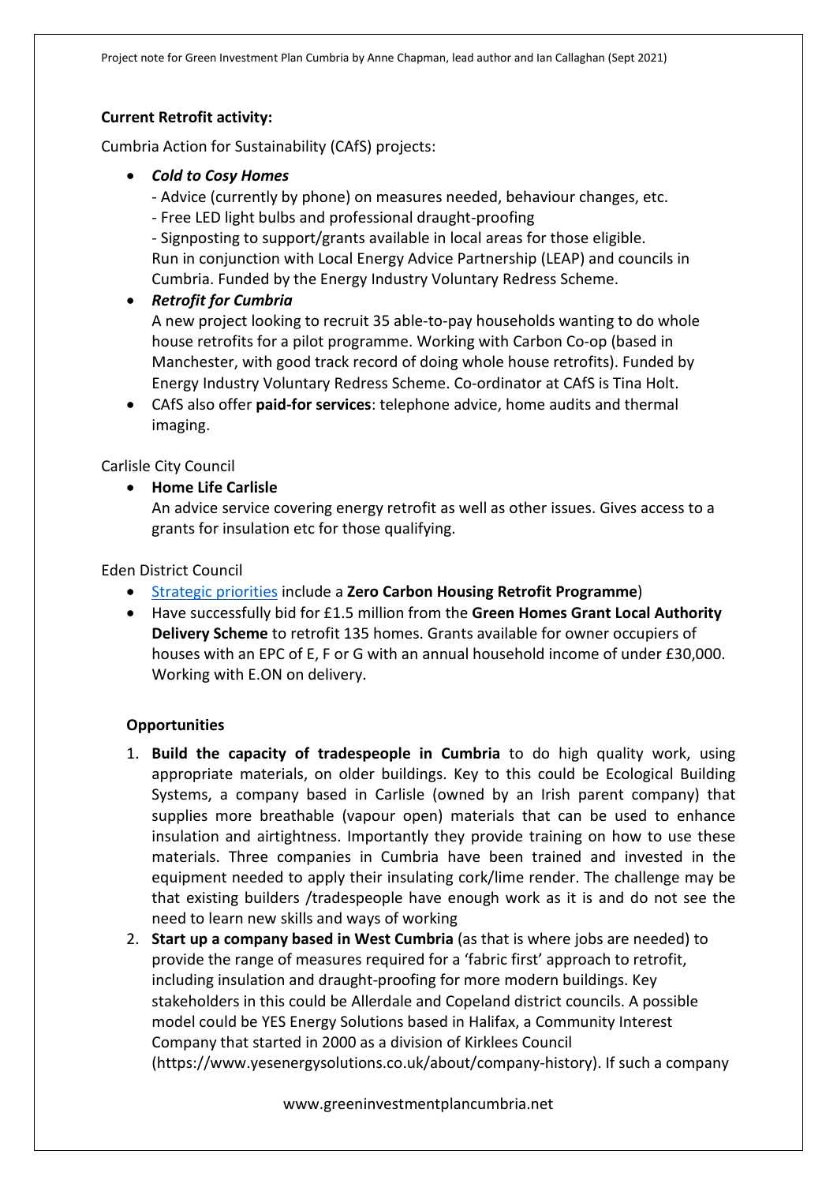**Current Retrofit activity:**

Cumbria Action for Sustainability (CAfS) projects:

- ***Cold to Cosy Homes***
  - Advice (currently by phone) on measures needed, behaviour changes, etc.
  - Free LED light bulbs and professional draught-proofing
  - Signposting to support/grants available in local areas for those eligible.

  Run in conjunction with Local Energy Advice Partnership (LEAP) and councils in Cumbria. Funded by the Energy Industry Voluntary Redress Scheme.
- ***Retrofit for Cumbria***

  A new project looking to recruit 35 able-to-pay households wanting to do whole house retrofits for a pilot programme. Working with Carbon Co-op (based in Manchester, with good track record of doing whole house retrofits). Funded by Energy Industry Voluntary Redress Scheme. Co-ordinator at CAfS is Tina Holt.
- CAfS also offer **paid-for services**: telephone advice, home audits and thermal imaging.

Carlisle City Council

- **Home Life Carlisle**

  An advice service covering energy retrofit as well as other issues. Gives access to a grants for insulation etc for those qualifying.

Eden District Council

- Strategic priorities include a **Zero Carbon Housing Retrofit Programme**)
- Have successfully bid for £1.5 million from the **Green Homes Grant Local Authority Delivery Scheme** to retrofit 135 homes. Grants available for owner occupiers of houses with an EPC of E, F or G with an annual household income of under £30,000. Working with E.ON on delivery.

**Opportunities**

1. **Build the capacity of tradespeople in Cumbria** to do high quality work, using appropriate materials, on older buildings. Key to this could be Ecological Building Systems, a company based in Carlisle (owned by an Irish parent company) that supplies more breathable (vapour open) materials that can be used to enhance insulation and airtightness. Importantly they provide training on how to use these materials. Three companies in Cumbria have been trained and invested in the equipment needed to apply their insulating cork/lime render. The challenge may be that existing builders /tradespeople have enough work as it is and do not see the need to learn new skills and ways of working
2. **Start up a company based in West Cumbria** (as that is where jobs are needed) to provide the range of measures required for a 'fabric first' approach to retrofit, including insulation and draught-proofing for more modern buildings. Key stakeholders in this could be Allerdale and Copeland district councils. A possible model could be YES Energy Solutions based in Halifax, a Community Interest Company that started in 2000 as a division of Kirklees Council (https://www.yesenergysolutions.co.uk/about/company-history). If such a company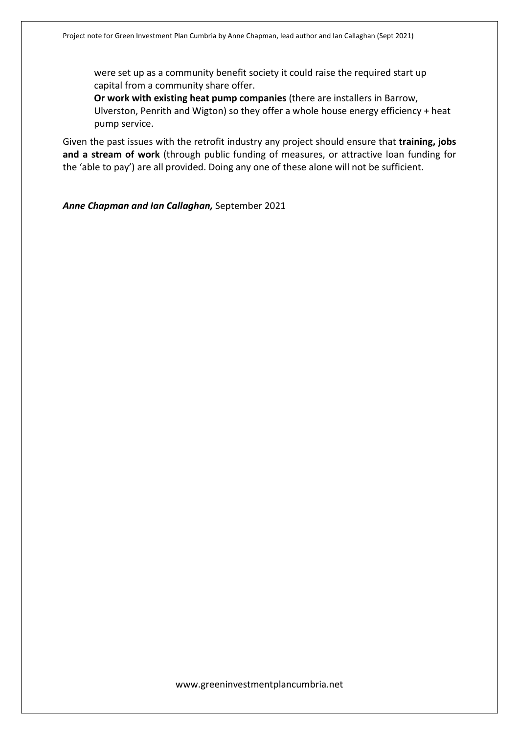were set up as a community benefit society it could raise the required start up capital from a community share offer.

**Or work with existing heat pump companies** (there are installers in Barrow, Ulverston, Penrith and Wigton) so they offer a whole house energy efficiency + heat pump service.

Given the past issues with the retrofit industry any project should ensure that **training, jobs and a stream of work** (through public funding of measures, or attractive loan funding for the 'able to pay') are all provided. Doing any one of these alone will not be sufficient.

***Anne Chapman and Ian Callaghan,*** September 2021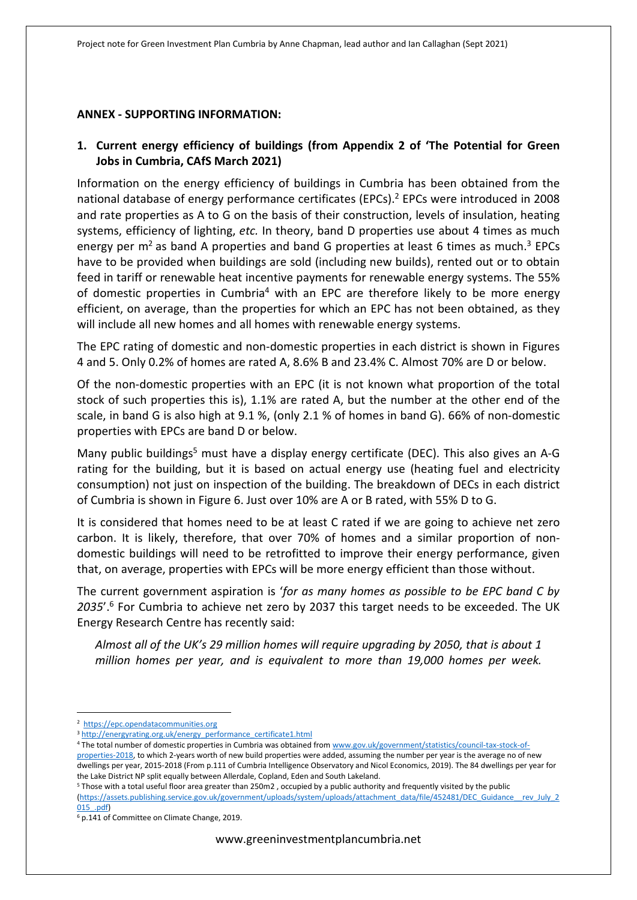## ANNEX - SUPPORTING INFORMATION:

### 1. Current energy efficiency of buildings (from Appendix 2 of 'The Potential for Green Jobs in Cumbria, CAfS March 2021)

Information on the energy efficiency of buildings in Cumbria has been obtained from the national database of energy performance certificates (EPCs).[2] EPCs were introduced in 2008 and rate properties as A to G on the basis of their construction, levels of insulation, heating systems, efficiency of lighting, *etc.* In theory, band D properties use about 4 times as much energy per m$^2$ as band A properties and band G properties at least 6 times as much.[3] EPCs have to be provided when buildings are sold (including new builds), rented out or to obtain feed in tariff or renewable heat incentive payments for renewable energy systems. The 55% of domestic properties in Cumbria[4] with an EPC are therefore likely to be more energy efficient, on average, than the properties for which an EPC has not been obtained, as they will include all new homes and all homes with renewable energy systems.

The EPC rating of domestic and non-domestic properties in each district is shown in Figures 4 and 5. Only 0.2% of homes are rated A, 8.6% B and 23.4% C. Almost 70% are D or below.

Of the non-domestic properties with an EPC (it is not known what proportion of the total stock of such properties this is), 1.1% are rated A, but the number at the other end of the scale, in band G is also high at 9.1 %, (only 2.1 % of homes in band G). 66% of non-domestic properties with EPCs are band D or below.

Many public buildings[5] must have a display energy certificate (DEC). This also gives an A-G rating for the building, but it is based on actual energy use (heating fuel and electricity consumption) not just on inspection of the building. The breakdown of DECs in each district of Cumbria is shown in Figure 6. Just over 10% are A or B rated, with 55% D to G.

It is considered that homes need to be at least C rated if we are going to achieve net zero carbon. It is likely, therefore, that over 70% of homes and a similar proportion of non-domestic buildings will need to be retrofitted to improve their energy performance, given that, on average, properties with EPCs will be more energy efficient than those without.

The current government aspiration is '*for as many homes as possible to be EPC band C by 2035*'.[6] For Cumbria to achieve net zero by 2037 this target needs to be exceeded. The UK Energy Research Centre has recently said:

> *Almost all of the UK's 29 million homes will require upgrading by 2050, that is about 1 million homes per year, and is equivalent to more than 19,000 homes per week.*

---

[2] https://epc.opendatacommunities.org

[3] http://energyrating.org.uk/energy_performance_certificate1.html

[4] The total number of domestic properties in Cumbria was obtained from www.gov.uk/government/statistics/council-tax-stock-of-properties-2018, to which 2-years worth of new build properties were added, assuming the number per year is the average no of new dwellings per year, 2015-2018 (From p.111 of Cumbria Intelligence Observatory and Nicol Economics, 2019). The 84 dwellings per year for the Lake District NP split equally between Allerdale, Copland, Eden and South Lakeland.

[5] Those with a total useful floor area greater than 250m2 , occupied by a public authority and frequently visited by the public (https://assets.publishing.service.gov.uk/government/uploads/system/uploads/attachment_data/file/452481/DEC_Guidance__rev_July_2015_.pdf)

[6] p.141 of Committee on Climate Change, 2019.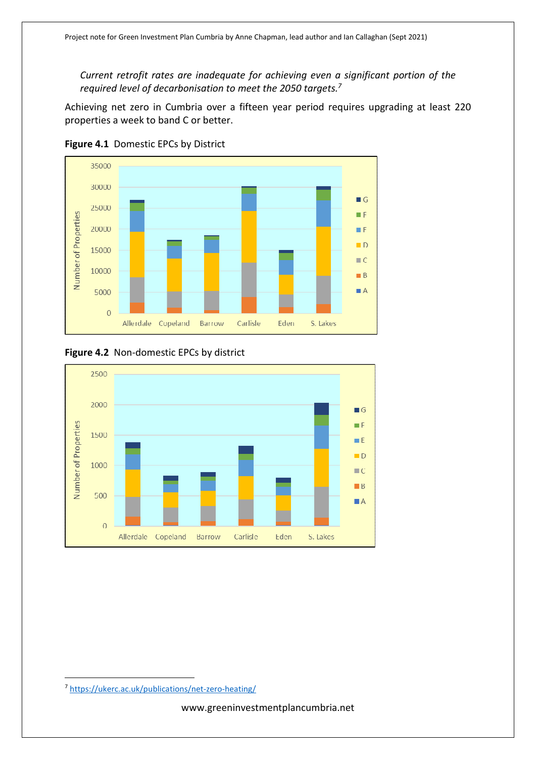*Current retrofit rates are inadequate for achieving even a significant portion of the required level of decarbonisation to meet the 2050 targets.*[7]

Achieving net zero in Cumbria over a fifteen year period requires upgrading at least 220 properties a week to band C or better.

**Figure 4.1** Domestic EPCs by District

**Figure 4.2** Non-domestic EPCs by district

[7] https://ukerc.ac.uk/publications/net-zero-heating/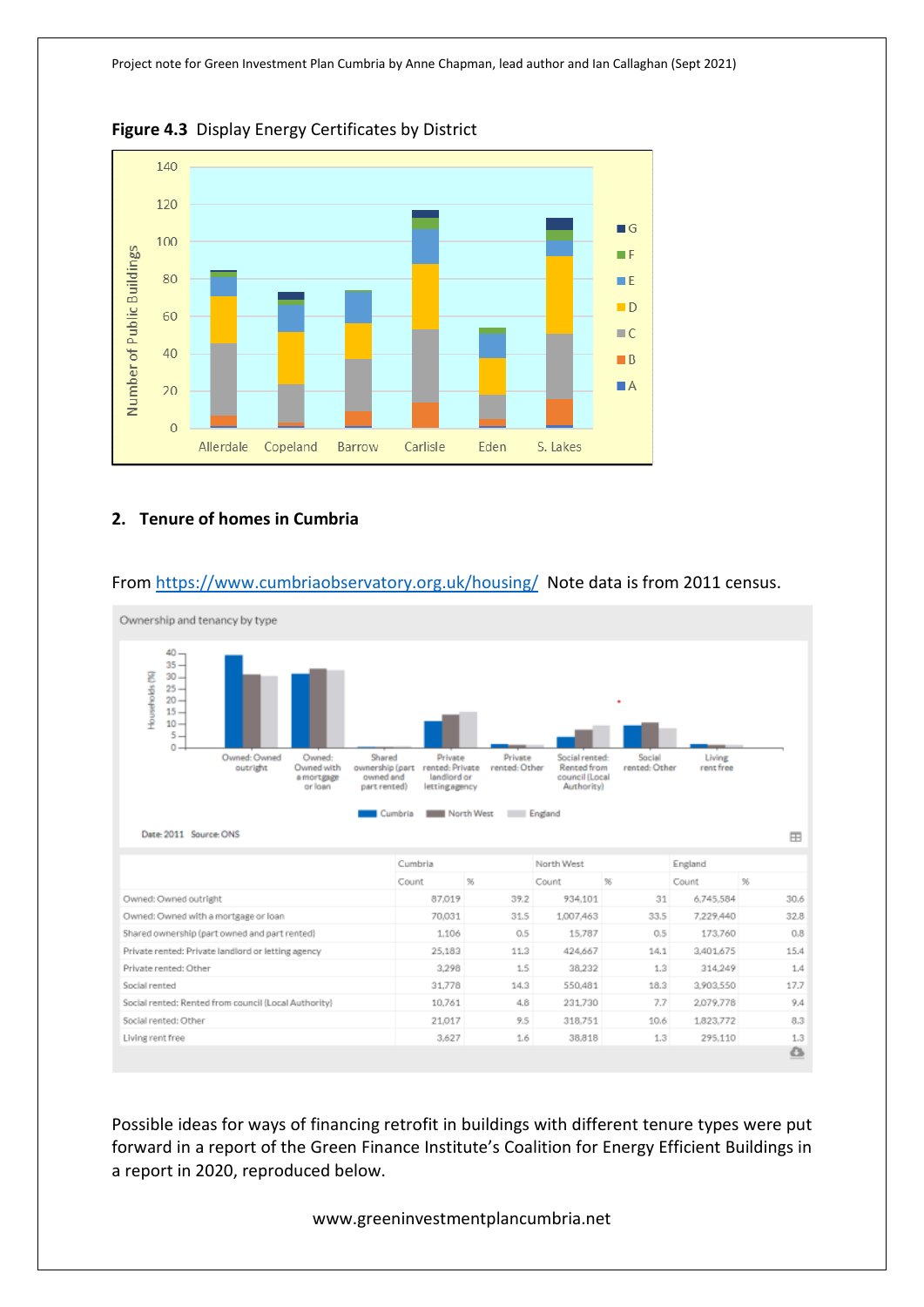**Figure 4.3** Display Energy Certificates by District

## 2. Tenure of homes in Cumbria

From https://www.cumbriaobservatory.org.uk/housing/ Note data is from 2011 census.

Ownership and tenancy by type

Date: 2011 Source: ONS

| | Cumbria | | North West | | England | |
|---|---|---|---|---|---|---|
| | Count | % | Count | % | Count | % |
| Owned: Owned outright | 87,019 | 39.2 | 934,101 | 31 | 6,745,584 | 30.6 |
| Owned: Owned with a mortgage or loan | 70,031 | 31.5 | 1,007,463 | 33.5 | 7,229,440 | 32.8 |
| Shared ownership (part owned and part rented) | 1,106 | 0.5 | 15,787 | 0.5 | 173,760 | 0.8 |
| Private rented: Private landlord or letting agency | 25,183 | 11.3 | 424,667 | 14.1 | 3,401,675 | 15.4 |
| Private rented: Other | 3,298 | 1.5 | 38,232 | 1.3 | 314,249 | 1.4 |
| Social rented | 31,778 | 14.3 | 550,481 | 18.3 | 3,903,550 | 17.7 |
| Social rented: Rented from council (Local Authority) | 10,761 | 4.8 | 231,730 | 7.7 | 2,079,778 | 9.4 |
| Social rented: Other | 21,017 | 9.5 | 318,751 | 10.6 | 1,823,772 | 8.3 |
| Living rent free | 3,627 | 1.6 | 38,818 | 1.3 | 295,110 | 1.3 |

Possible ideas for ways of financing retrofit in buildings with different tenure types were put forward in a report of the Green Finance Institute's Coalition for Energy Efficient Buildings in a report in 2020, reproduced below.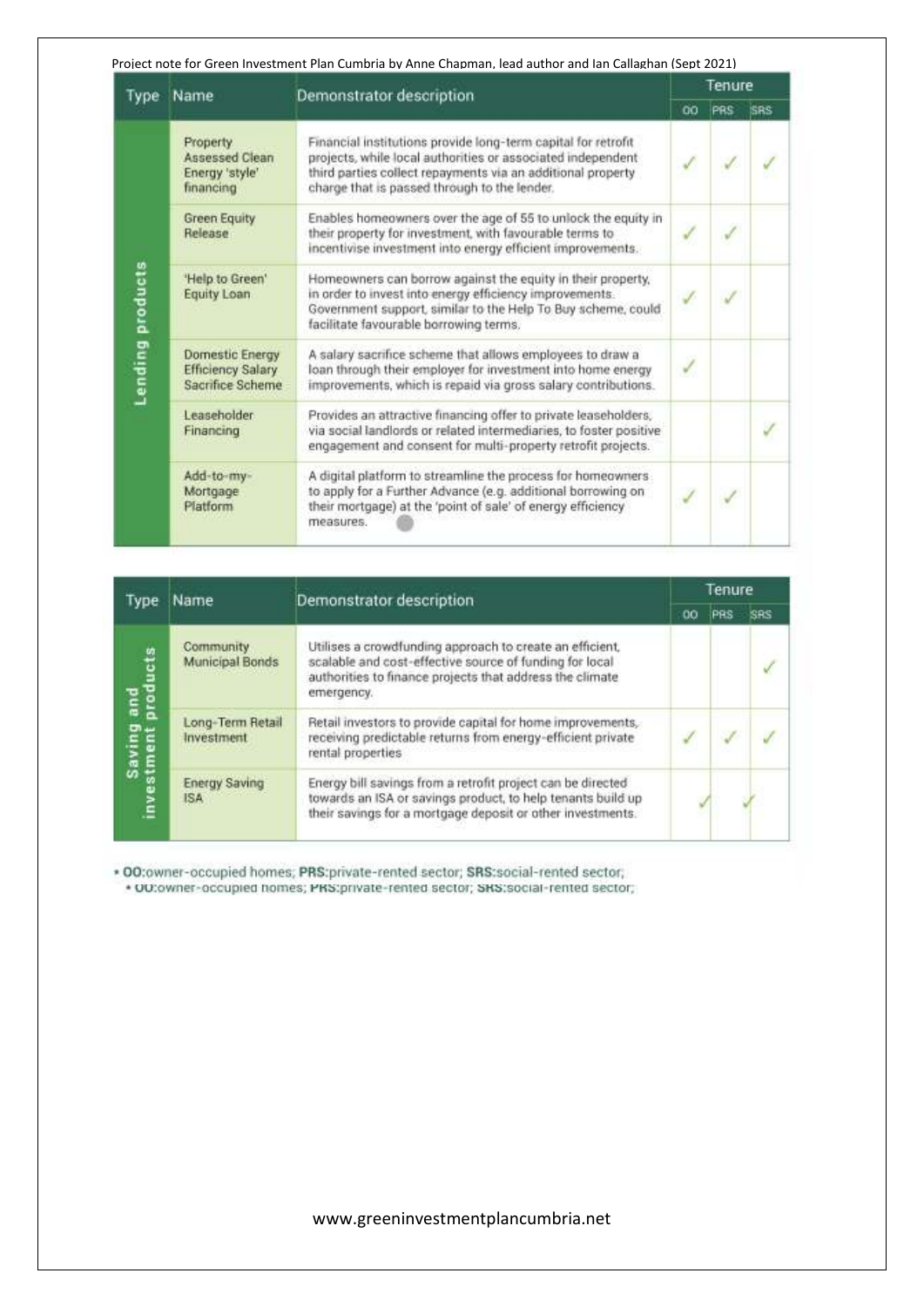| Type | Name | Demonstrator description | Tenure | | |
|---|---|---|---|---|---|
| | | | OO | PRS | SRS |
| Lending products | Property Assessed Clean Energy 'style' financing | Financial institutions provide long-term capital for retrofit projects, while local authorities or associated independent third parties collect repayments via an additional property charge that is passed through to the lender. | ✓ | ✓ | ✓ |
| | Green Equity Release | Enables homeowners over the age of 55 to unlock the equity in their property for investment, with favourable terms to incentivise investment into energy efficient improvements. | ✓ | ✓ | |
| | 'Help to Green' Equity Loan | Homeowners can borrow against the equity in their property, in order to invest into energy efficiency improvements. Government support, similar to the Help To Buy scheme, could facilitate favourable borrowing terms. | ✓ | ✓ | |
| | Domestic Energy Efficiency Salary Sacrifice Scheme | A salary sacrifice scheme that allows employees to draw a loan through their employer for investment into home energy improvements, which is repaid via gross salary contributions. | ✓ | | |
| | Leaseholder Financing | Provides an attractive financing offer to private leaseholders, via social landlords or related intermediaries, to foster positive engagement and consent for multi-property retrofit projects. | | | ✓ |
| | Add-to-my-Mortgage Platform | A digital platform to streamline the process for homeowners to apply for a Further Advance (e.g. additional borrowing on their mortgage) at the 'point of sale' of energy efficiency measures. | ✓ | ✓ | |

| Type | Name | Demonstrator description | Tenure | | |
|---|---|---|---|---|---|
| | | | OO | PRS | SRS |
| Saving and investment products | Community Municipal Bonds | Utilises a crowdfunding approach to create an efficient, scalable and cost-effective source of funding for local authorities to finance projects that address the climate emergency. | | | ✓ |
| | Long-Term Retail Investment | Retail investors to provide capital for home improvements, receiving predictable returns from energy-efficient private rental properties | ✓ | ✓ | ✓ |
| | Energy Saving ISA | Energy bill savings from a retrofit project can be directed towards an ISA or savings product, to help tenants build up their savings for a mortgage deposit or other investments. | ✓ | ✓ | |

* **OO**:owner-occupied homes; **PRS**:private-rented sector; **SRS**:social-rented sector;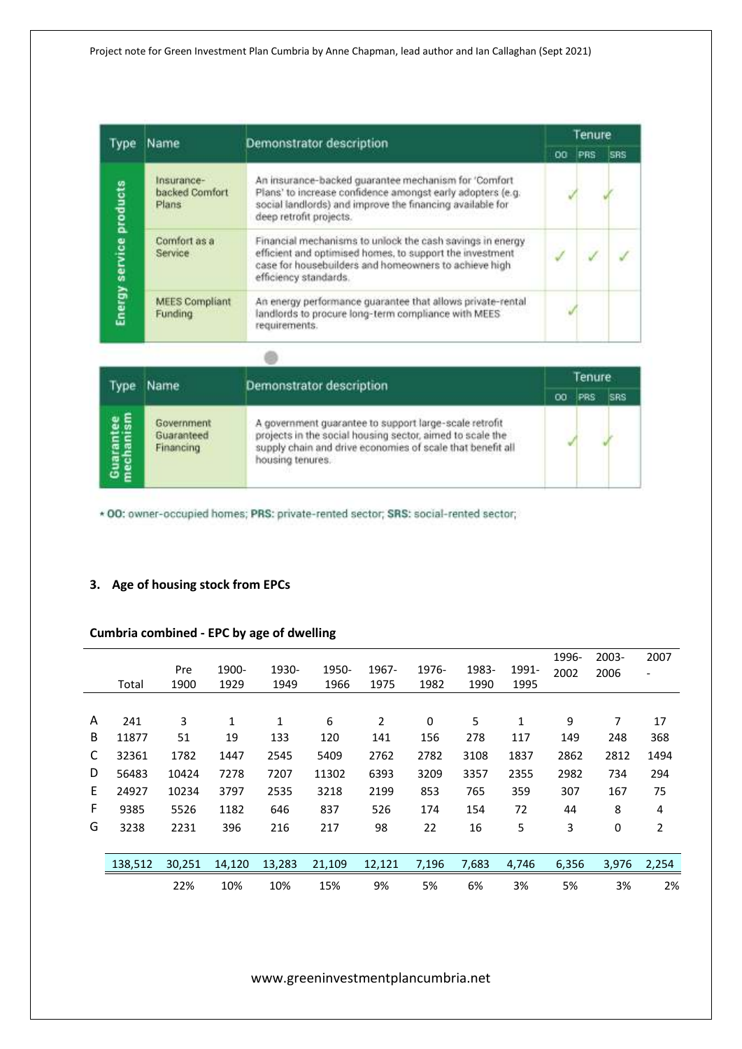| Type | Name | Demonstrator description | Tenure | | |
|---|---|---|---|---|---|
| | | | OO | PRS | SRS |
| Energy service products | Insurance-backed Comfort Plans | An insurance-backed guarantee mechanism for 'Comfort Plans' to increase confidence amongst early adopters (e.g. social landlords) and improve the financing available for deep retrofit projects. | ✓ | ✓ | |
| | Comfort as a Service | Financial mechanisms to unlock the cash savings in energy efficient and optimised homes, to support the investment case for housebuilders and homeowners to achieve high efficiency standards. | ✓ | ✓ | ✓ |
| | MEES Compliant Funding | An energy performance guarantee that allows private-rental landlords to procure long-term compliance with MEES requirements. | ✓ | | |

| Type | Name | Demonstrator description | Tenure | | |
|---|---|---|---|---|---|
| | | | OO | PRS | SRS |
| Guarantee mechanism | Government Guaranteed Financing | A government guarantee to support large-scale retrofit projects in the social housing sector, aimed to scale the supply chain and drive economies of scale that benefit all housing tenures. | ✓ | ✓ | |

* **OO:** owner-occupied homes; **PRS:** private-rented sector; **SRS:** social-rented sector;

## 3. Age of housing stock from EPCs

### Cumbria combined - EPC by age of dwelling

| | Total | Pre 1900 | 1900-1929 | 1930-1949 | 1950-1966 | 1967-1975 | 1976-1982 | 1983-1990 | 1991-1995 | 1996-2002 | 2003-2006 | 2007 - |
|---|---|---|---|---|---|---|---|---|---|---|---|---|
| A | 241 | 3 | 1 | 1 | 6 | 2 | 0 | 5 | 1 | 9 | 7 | 17 |
| B | 11877 | 51 | 19 | 133 | 120 | 141 | 156 | 278 | 117 | 149 | 248 | 368 |
| C | 32361 | 1782 | 1447 | 2545 | 5409 | 2762 | 2782 | 3108 | 1837 | 2862 | 2812 | 1494 |
| D | 56483 | 10424 | 7278 | 7207 | 11302 | 6393 | 3209 | 3357 | 2355 | 2982 | 734 | 294 |
| E | 24927 | 10234 | 3797 | 2535 | 3218 | 2199 | 853 | 765 | 359 | 307 | 167 | 75 |
| F | 9385 | 5526 | 1182 | 646 | 837 | 526 | 174 | 154 | 72 | 44 | 8 | 4 |
| G | 3238 | 2231 | 396 | 216 | 217 | 98 | 22 | 16 | 5 | 3 | 0 | 2 |
| | 138,512 | 30,251 | 14,120 | 13,283 | 21,109 | 12,121 | 7,196 | 7,683 | 4,746 | 6,356 | 3,976 | 2,254 |
| | | 22% | 10% | 10% | 15% | 9% | 5% | 6% | 3% | 5% | 3% | 2% |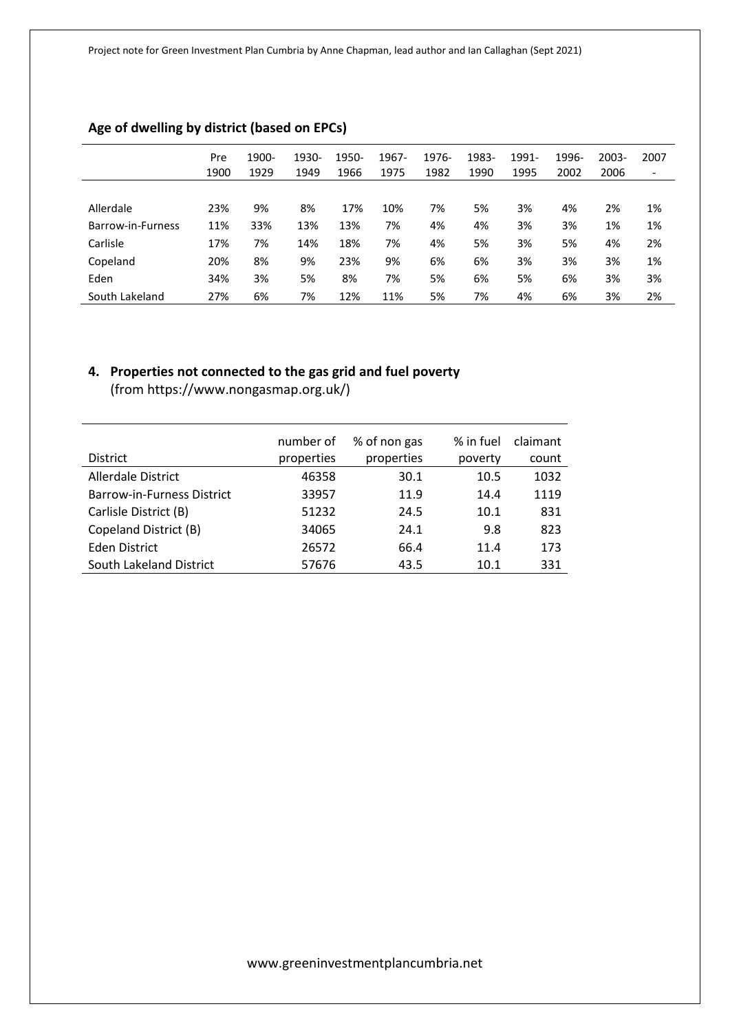## Age of dwelling by district (based on EPCs)

| | Pre 1900 | 1900-1929 | 1930-1949 | 1950-1966 | 1967-1975 | 1976-1982 | 1983-1990 | 1991-1995 | 1996-2002 | 2003-2006 | 2007 - |
|---|---|---|---|---|---|---|---|---|---|---|---|
| Allerdale | 23% | 9% | 8% | 17% | 10% | 7% | 5% | 3% | 4% | 2% | 1% |
| Barrow-in-Furness | 11% | 33% | 13% | 13% | 7% | 4% | 4% | 3% | 3% | 1% | 1% |
| Carlisle | 17% | 7% | 14% | 18% | 7% | 4% | 5% | 3% | 5% | 4% | 2% |
| Copeland | 20% | 8% | 9% | 23% | 9% | 6% | 6% | 3% | 3% | 3% | 1% |
| Eden | 34% | 3% | 5% | 8% | 7% | 5% | 6% | 5% | 6% | 3% | 3% |
| South Lakeland | 27% | 6% | 7% | 12% | 11% | 5% | 7% | 4% | 6% | 3% | 2% |

## 4. Properties not connected to the gas grid and fuel poverty

(from https://www.nongasmap.org.uk/)

| District | number of properties | % of non gas properties | % in fuel poverty | claimant count |
|---|---|---|---|---|
| Allerdale District | 46358 | 30.1 | 10.5 | 1032 |
| Barrow-in-Furness District | 33957 | 11.9 | 14.4 | 1119 |
| Carlisle District (B) | 51232 | 24.5 | 10.1 | 831 |
| Copeland District (B) | 34065 | 24.1 | 9.8 | 823 |
| Eden District | 26572 | 66.4 | 11.4 | 173 |
| South Lakeland District | 57676 | 43.5 | 10.1 | 331 |